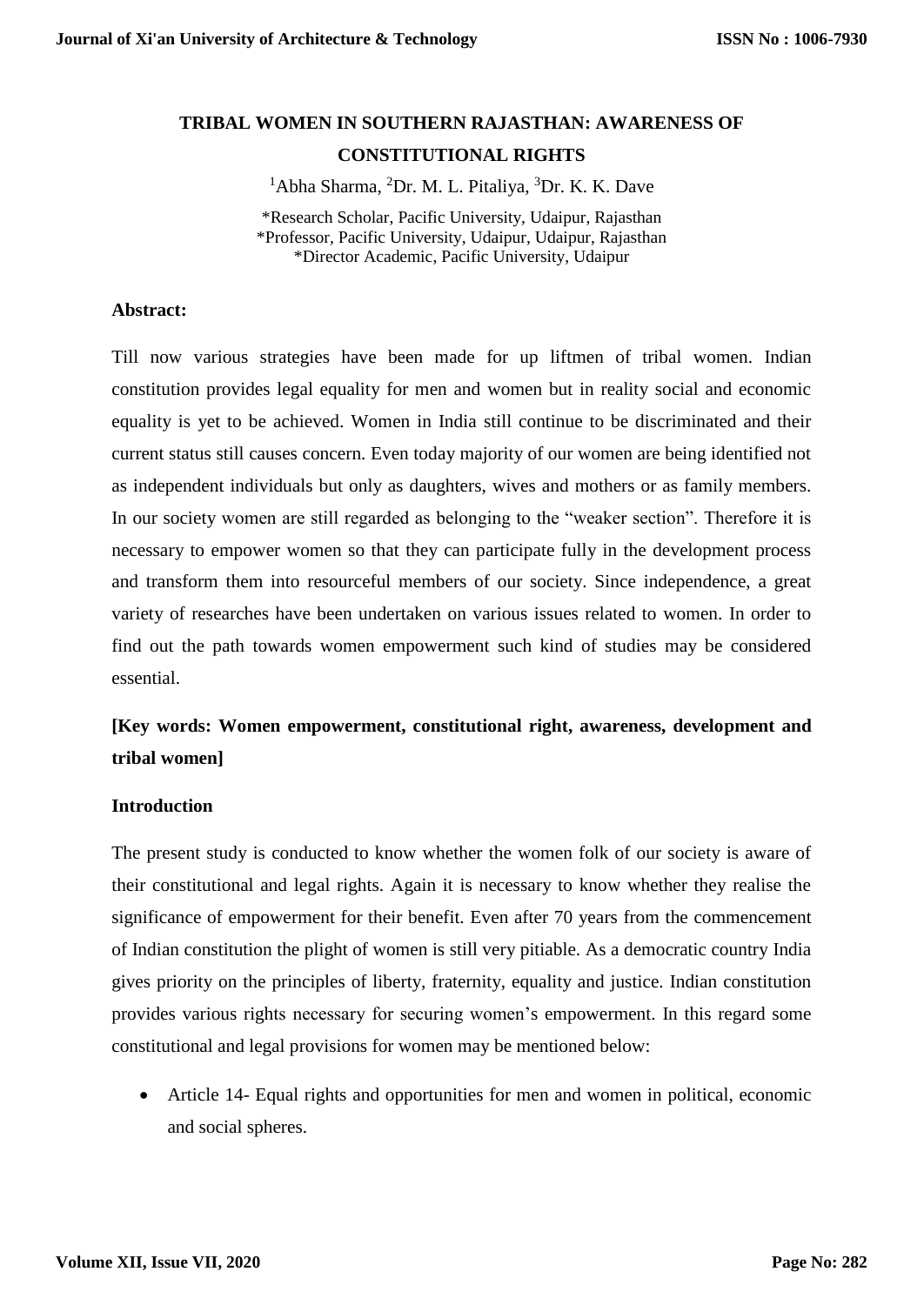# TRIBAL WOMEN IN SOUTHERN RAJASTHAN: AWARENESS OF CONSTITUTIONAL RIGHTS

[1]Abha Sharma, [2]Dr. M. L. Pitaliya, [3]Dr. K. K. Dave

*Research Scholar, Pacific University, Udaipur, Rajasthan
*Professor, Pacific University, Udaipur, Udaipur, Rajasthan
*Director Academic, Pacific University, Udaipur

**Abstract:**

Till now various strategies have been made for up liftmen of tribal women. Indian constitution provides legal equality for men and women but in reality social and economic equality is yet to be achieved. Women in India still continue to be discriminated and their current status still causes concern. Even today majority of our women are being identified not as independent individuals but only as daughters, wives and mothers or as family members. In our society women are still regarded as belonging to the "weaker section". Therefore it is necessary to empower women so that they can participate fully in the development process and transform them into resourceful members of our society. Since independence, a great variety of researches have been undertaken on various issues related to women. In order to find out the path towards women empowerment such kind of studies may be considered essential.

**[Key words: Women empowerment, constitutional right, awareness, development and tribal women]**

**Introduction**

The present study is conducted to know whether the women folk of our society is aware of their constitutional and legal rights. Again it is necessary to know whether they realise the significance of empowerment for their benefit. Even after 70 years from the commencement of Indian constitution the plight of women is still very pitiable. As a democratic country India gives priority on the principles of liberty, fraternity, equality and justice. Indian constitution provides various rights necessary for securing women's empowerment. In this regard some constitutional and legal provisions for women may be mentioned below:

- Article 14- Equal rights and opportunities for men and women in political, economic and social spheres.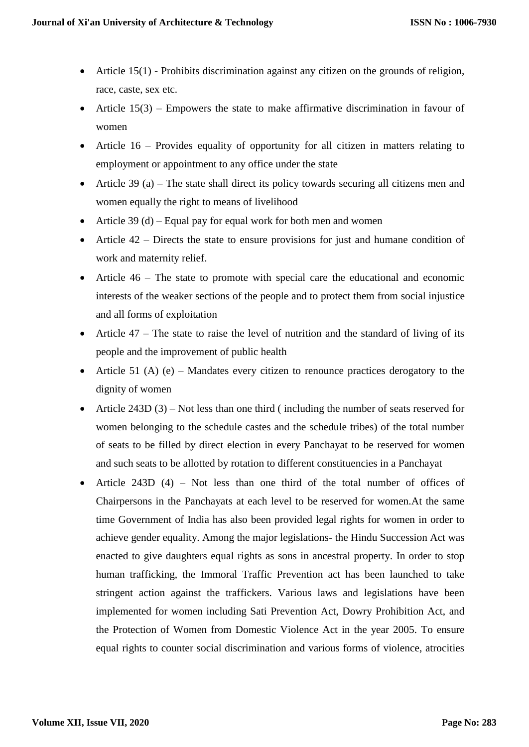- Article 15(1) - Prohibits discrimination against any citizen on the grounds of religion, race, caste, sex etc.
- Article 15(3) – Empowers the state to make affirmative discrimination in favour of women
- Article 16 – Provides equality of opportunity for all citizen in matters relating to employment or appointment to any office under the state
- Article 39 (a) – The state shall direct its policy towards securing all citizens men and women equally the right to means of livelihood
- Article 39 (d) – Equal pay for equal work for both men and women
- Article 42 – Directs the state to ensure provisions for just and humane condition of work and maternity relief.
- Article 46 – The state to promote with special care the educational and economic interests of the weaker sections of the people and to protect them from social injustice and all forms of exploitation
- Article 47 – The state to raise the level of nutrition and the standard of living of its people and the improvement of public health
- Article 51 (A) (e) – Mandates every citizen to renounce practices derogatory to the dignity of women
- Article 243D (3) – Not less than one third ( including the number of seats reserved for women belonging to the schedule castes and the schedule tribes) of the total number of seats to be filled by direct election in every Panchayat to be reserved for women and such seats to be allotted by rotation to different constituencies in a Panchayat
- Article 243D (4) – Not less than one third of the total number of offices of Chairpersons in the Panchayats at each level to be reserved for women.At the same time Government of India has also been provided legal rights for women in order to achieve gender equality. Among the major legislations- the Hindu Succession Act was enacted to give daughters equal rights as sons in ancestral property. In order to stop human trafficking, the Immoral Traffic Prevention act has been launched to take stringent action against the traffickers. Various laws and legislations have been implemented for women including Sati Prevention Act, Dowry Prohibition Act, and the Protection of Women from Domestic Violence Act in the year 2005. To ensure equal rights to counter social discrimination and various forms of violence, atrocities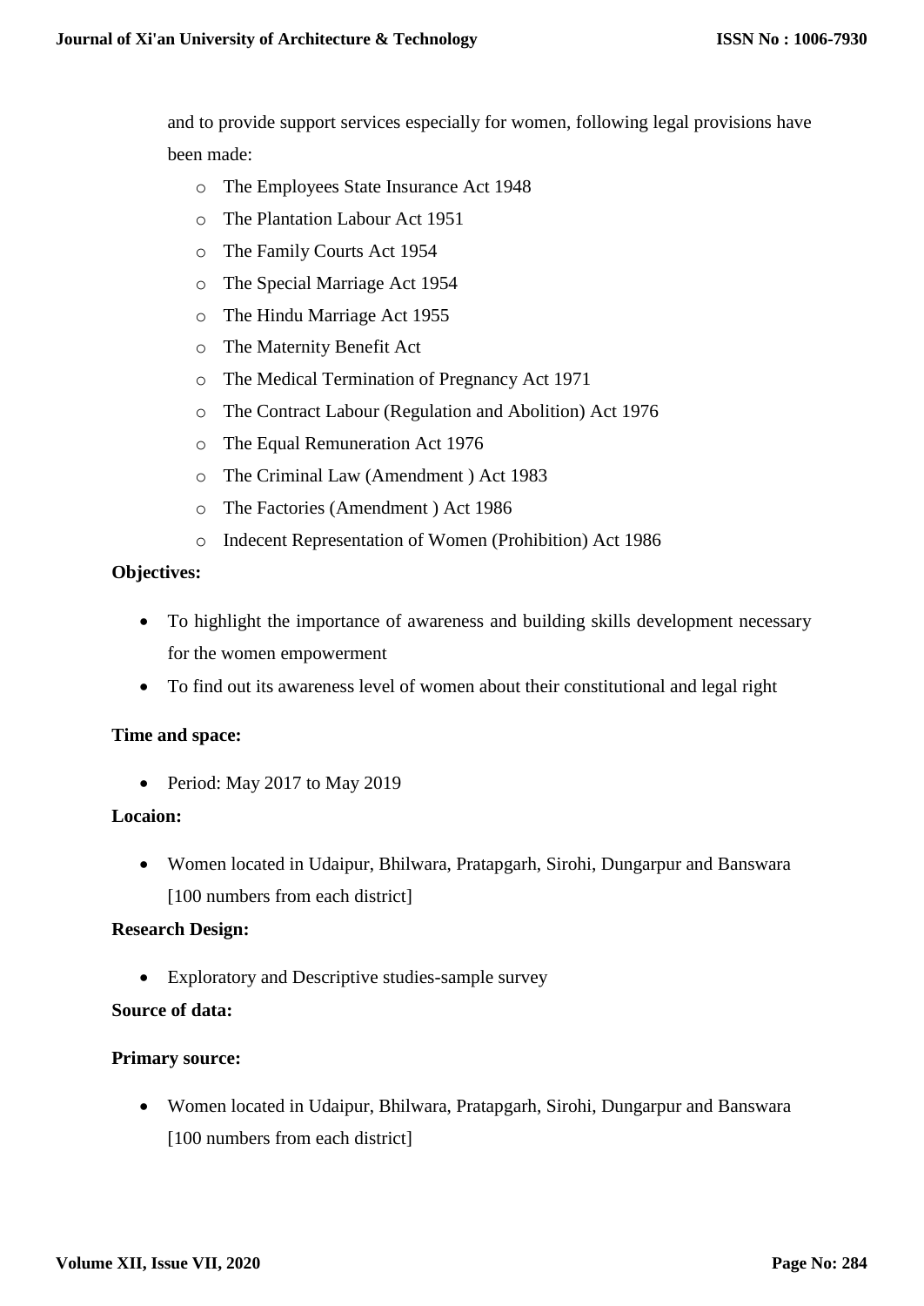and to provide support services especially for women, following legal provisions have been made:

- The Employees State Insurance Act 1948
- The Plantation Labour Act 1951
- The Family Courts Act 1954
- The Special Marriage Act 1954
- The Hindu Marriage Act 1955
- The Maternity Benefit Act
- The Medical Termination of Pregnancy Act 1971
- The Contract Labour (Regulation and Abolition) Act 1976
- The Equal Remuneration Act 1976
- The Criminal Law (Amendment ) Act 1983
- The Factories (Amendment ) Act 1986
- Indecent Representation of Women (Prohibition) Act 1986

**Objectives:**

- To highlight the importance of awareness and building skills development necessary for the women empowerment
- To find out its awareness level of women about their constitutional and legal right

**Time and space:**

- Period: May 2017 to May 2019

**Locaion:**

- Women located in Udaipur, Bhilwara, Pratapgarh, Sirohi, Dungarpur and Banswara [100 numbers from each district]

**Research Design:**

- Exploratory and Descriptive studies-sample survey

**Source of data:**

**Primary source:**

- Women located in Udaipur, Bhilwara, Pratapgarh, Sirohi, Dungarpur and Banswara [100 numbers from each district]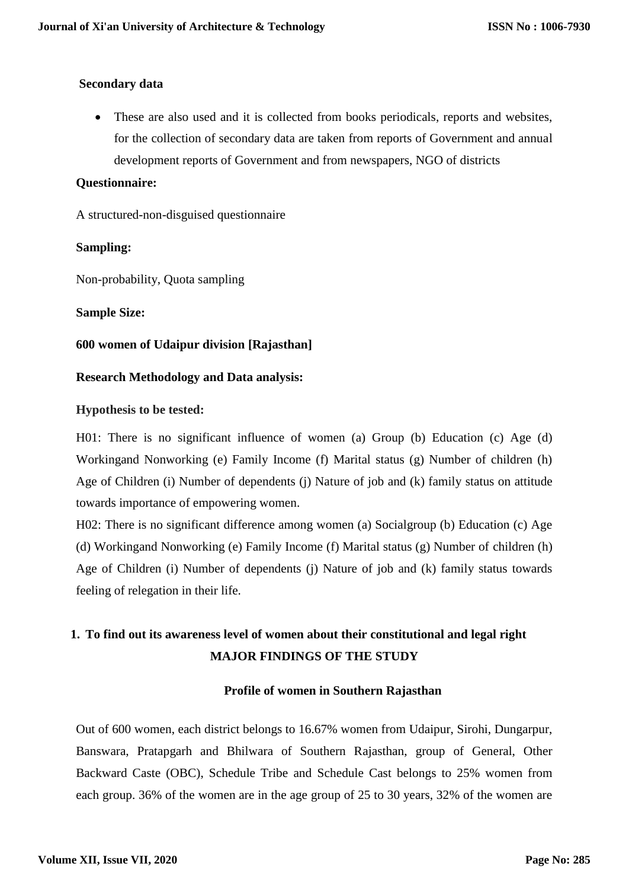**Secondary data**

- These are also used and it is collected from books periodicals, reports and websites, for the collection of secondary data are taken from reports of Government and annual development reports of Government and from newspapers, NGO of districts

**Questionnaire:**

A structured-non-disguised questionnaire

**Sampling:**

Non-probability, Quota sampling

**Sample Size:**

**600 women of Udaipur division [Rajasthan]**

**Research Methodology and Data analysis:**

**Hypothesis to be tested:**

H01: There is no significant influence of women (a) Group (b) Education (c) Age (d) Workingand Nonworking (e) Family Income (f) Marital status (g) Number of children (h) Age of Children (i) Number of dependents (j) Nature of job and (k) family status on attitude towards importance of empowering women.

H02: There is no significant difference among women (a) Socialgroup (b) Education (c) Age (d) Workingand Nonworking (e) Family Income (f) Marital status (g) Number of children (h) Age of Children (i) Number of dependents (j) Nature of job and (k) family status towards feeling of relegation in their life.

1. **To find out its awareness level of women about their constitutional and legal right**

## MAJOR FINDINGS OF THE STUDY

### Profile of women in Southern Rajasthan

Out of 600 women, each district belongs to 16.67% women from Udaipur, Sirohi, Dungarpur, Banswara, Pratapgarh and Bhilwara of Southern Rajasthan, group of General, Other Backward Caste (OBC), Schedule Tribe and Schedule Cast belongs to 25% women from each group. 36% of the women are in the age group of 25 to 30 years, 32% of the women are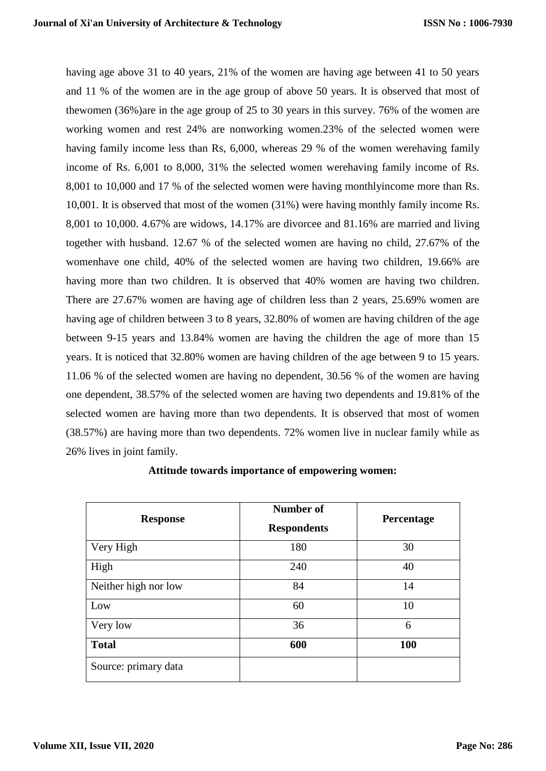having age above 31 to 40 years, 21% of the women are having age between 41 to 50 years and 11 % of the women are in the age group of above 50 years. It is observed that most of thewomen (36%)are in the age group of 25 to 30 years in this survey. 76% of the women are working women and rest 24% are nonworking women.23% of the selected women were having family income less than Rs, 6,000, whereas 29 % of the women werehaving family income of Rs. 6,001 to 8,000, 31% the selected women werehaving family income of Rs. 8,001 to 10,000 and 17 % of the selected women were having monthlyincome more than Rs. 10,001. It is observed that most of the women (31%) were having monthly family income Rs. 8,001 to 10,000. 4.67% are widows, 14.17% are divorcee and 81.16% are married and living together with husband. 12.67 % of the selected women are having no child, 27.67% of the womenhave one child, 40% of the selected women are having two children, 19.66% are having more than two children. It is observed that 40% women are having two children. There are 27.67% women are having age of children less than 2 years, 25.69% women are having age of children between 3 to 8 years, 32.80% of women are having children of the age between 9-15 years and 13.84% women are having the children the age of more than 15 years. It is noticed that 32.80% women are having children of the age between 9 to 15 years. 11.06 % of the selected women are having no dependent, 30.56 % of the women are having one dependent, 38.57% of the selected women are having two dependents and 19.81% of the selected women are having more than two dependents. It is observed that most of women (38.57%) are having more than two dependents. 72% women live in nuclear family while as 26% lives in joint family.

**Attitude towards importance of empowering women:**

| Response | Number of Respondents | Percentage |
|---|---|---|
| Very High | 180 | 30 |
| High | 240 | 40 |
| Neither high nor low | 84 | 14 |
| Low | 60 | 10 |
| Very low | 36 | 6 |
| **Total** | **600** | **100** |
| Source: primary data | | |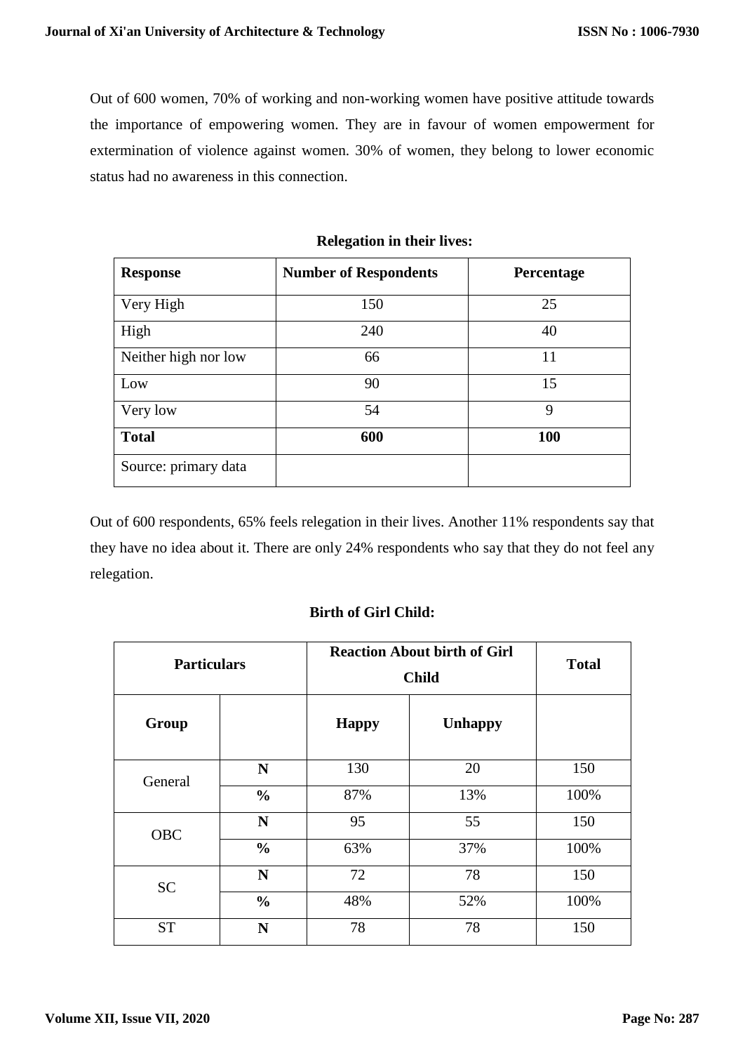Out of 600 women, 70% of working and non-working women have positive attitude towards the importance of empowering women. They are in favour of women empowerment for extermination of violence against women. 30% of women, they belong to lower economic status had no awareness in this connection.

**Relegation in their lives:**

| Response | Number of Respondents | Percentage |
|---|---|---|
| Very High | 150 | 25 |
| High | 240 | 40 |
| Neither high nor low | 66 | 11 |
| Low | 90 | 15 |
| Very low | 54 | 9 |
| **Total** | **600** | **100** |
| Source: primary data | | |

Out of 600 respondents, 65% feels relegation in their lives. Another 11% respondents say that they have no idea about it. There are only 24% respondents who say that they do not feel any relegation.

**Birth of Girl Child:**

| Particulars | | Reaction About birth of Girl Child | | Total |
|---|---|---|---|---|
| Group | | Happy | Unhappy | |
| General | N | 130 | 20 | 150 |
| | % | 87% | 13% | 100% |
| OBC | N | 95 | 55 | 150 |
| | % | 63% | 37% | 100% |
| SC | N | 72 | 78 | 150 |
| | % | 48% | 52% | 100% |
| ST | N | 78 | 78 | 150 |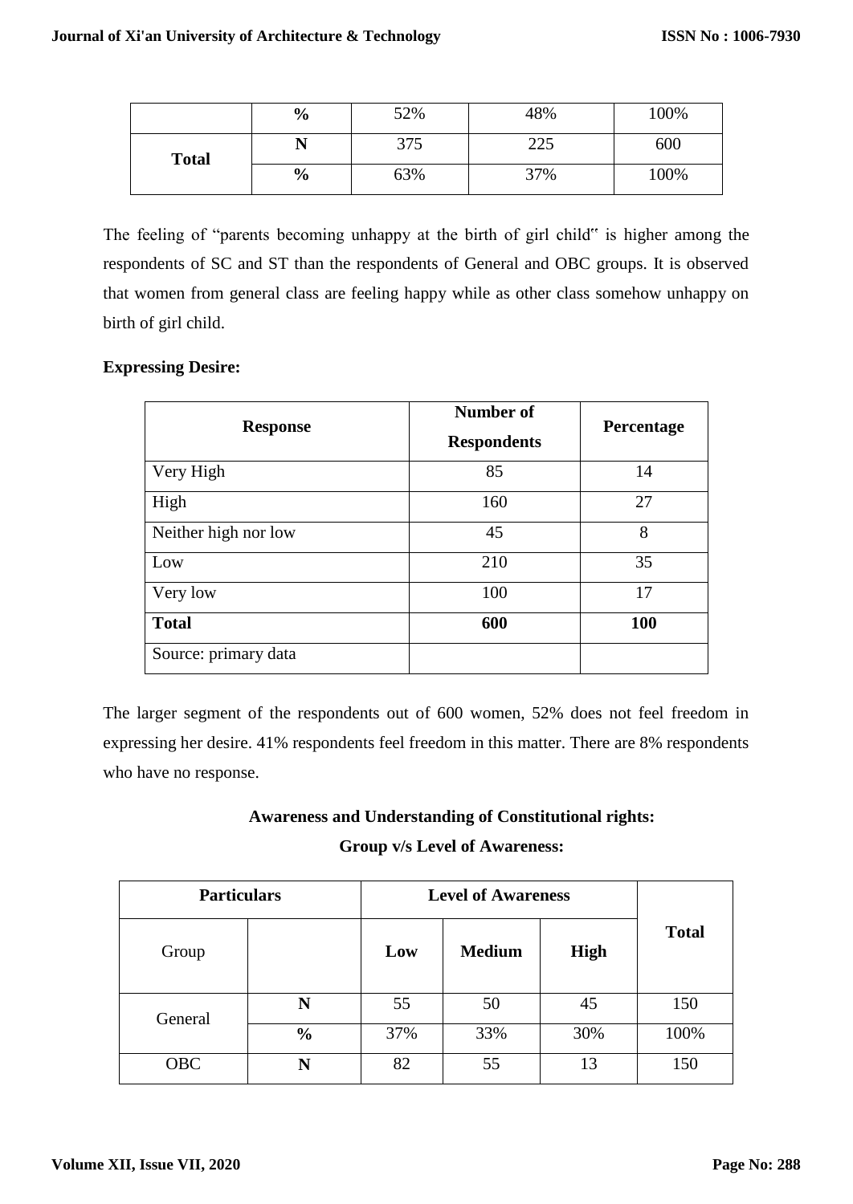|  | % | 52% | 48% | 100% |
|---|---|---|---|---|
| Total | N | 375 | 225 | 600 |
|  | % | 63% | 37% | 100% |

The feeling of "parents becoming unhappy at the birth of girl child" is higher among the respondents of SC and ST than the respondents of General and OBC groups. It is observed that women from general class are feeling happy while as other class somehow unhappy on birth of girl child.

**Expressing Desire:**

| Response | Number of Respondents | Percentage |
|---|---|---|
| Very High | 85 | 14 |
| High | 160 | 27 |
| Neither high nor low | 45 | 8 |
| Low | 210 | 35 |
| Very low | 100 | 17 |
| **Total** | **600** | **100** |
| Source: primary data | | |

The larger segment of the respondents out of 600 women, 52% does not feel freedom in expressing her desire. 41% respondents feel freedom in this matter. There are 8% respondents who have no response.

**Awareness and Understanding of Constitutional rights:**

**Group v/s Level of Awareness:**

| Particulars | | Level of Awareness | | | Total |
|---|---|---|---|---|---|
| Group | | Low | Medium | High | |
| General | N | 55 | 50 | 45 | 150 |
| | % | 37% | 33% | 30% | 100% |
| OBC | N | 82 | 55 | 13 | 150 |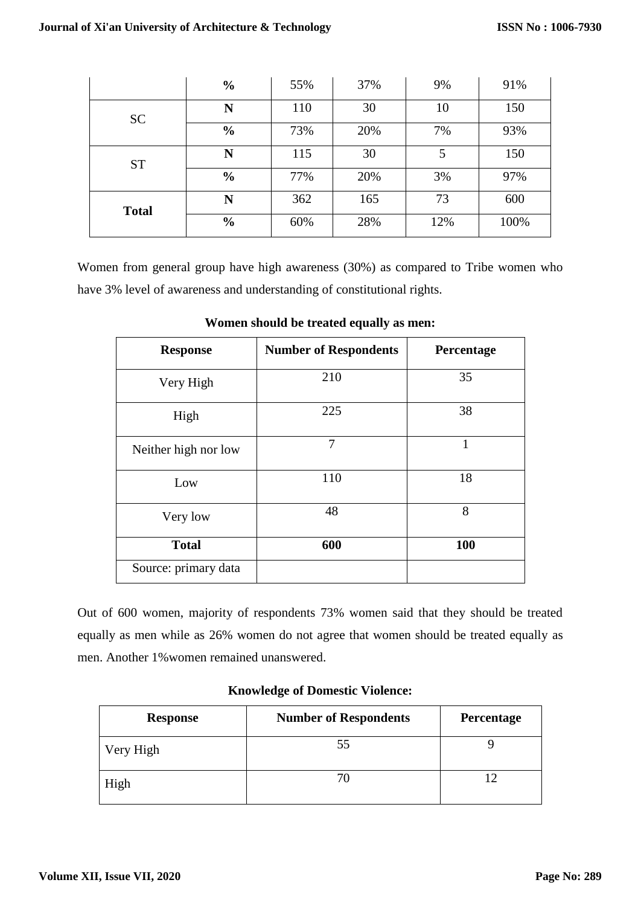|  | % | 55% | 37% | 9% | 91% |
|---|---|---|---|---|---|
| SC | N | 110 | 30 | 10 | 150 |
|  | % | 73% | 20% | 7% | 93% |
| ST | N | 115 | 30 | 5 | 150 |
|  | % | 77% | 20% | 3% | 97% |
| **Total** | N | 362 | 165 | 73 | 600 |
|  | % | 60% | 28% | 12% | 100% |

Women from general group have high awareness (30%) as compared to Tribe women who have 3% level of awareness and understanding of constitutional rights.

**Women should be treated equally as men:**

| Response | Number of Respondents | Percentage |
|---|---|---|
| Very High | 210 | 35 |
| High | 225 | 38 |
| Neither high nor low | 7 | 1 |
| Low | 110 | 18 |
| Very low | 48 | 8 |
| **Total** | **600** | **100** |
| Source: primary data |  |  |

Out of 600 women, majority of respondents 73% women said that they should be treated equally as men while as 26% women do not agree that women should be treated equally as men. Another 1%women remained unanswered.

**Knowledge of Domestic Violence:**

| Response | Number of Respondents | Percentage |
|---|---|---|
| Very High | 55 | 9 |
| High | 70 | 12 |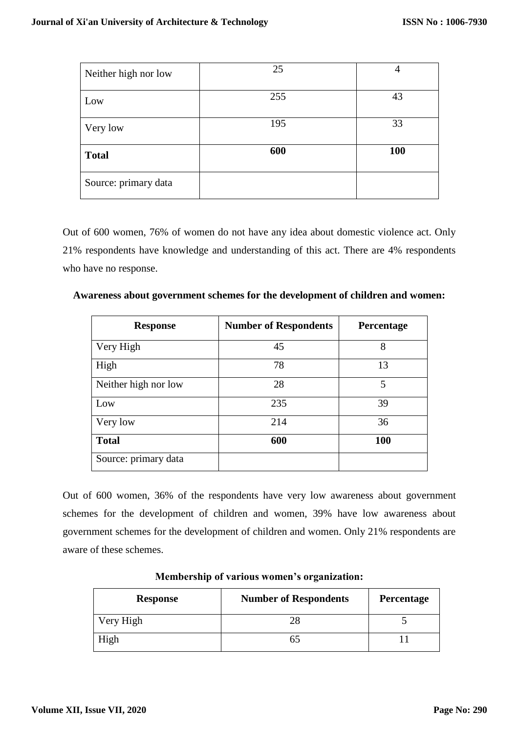| | | |
|---|---|---|
| Neither high nor low | 25 | 4 |
| Low | 255 | 43 |
| Very low | 195 | 33 |
| **Total** | **600** | **100** |
| Source: primary data | | |

Out of 600 women, 76% of women do not have any idea about domestic violence act. Only 21% respondents have knowledge and understanding of this act. There are 4% respondents who have no response.

**Awareness about government schemes for the development of children and women:**

| Response | Number of Respondents | Percentage |
|---|---|---|
| Very High | 45 | 8 |
| High | 78 | 13 |
| Neither high nor low | 28 | 5 |
| Low | 235 | 39 |
| Very low | 214 | 36 |
| **Total** | **600** | **100** |
| Source: primary data | | |

Out of 600 women, 36% of the respondents have very low awareness about government schemes for the development of children and women, 39% have low awareness about government schemes for the development of children and women. Only 21% respondents are aware of these schemes.

**Membership of various women's organization:**

| Response | Number of Respondents | Percentage |
|---|---|---|
| Very High | 28 | 5 |
| High | 65 | 11 |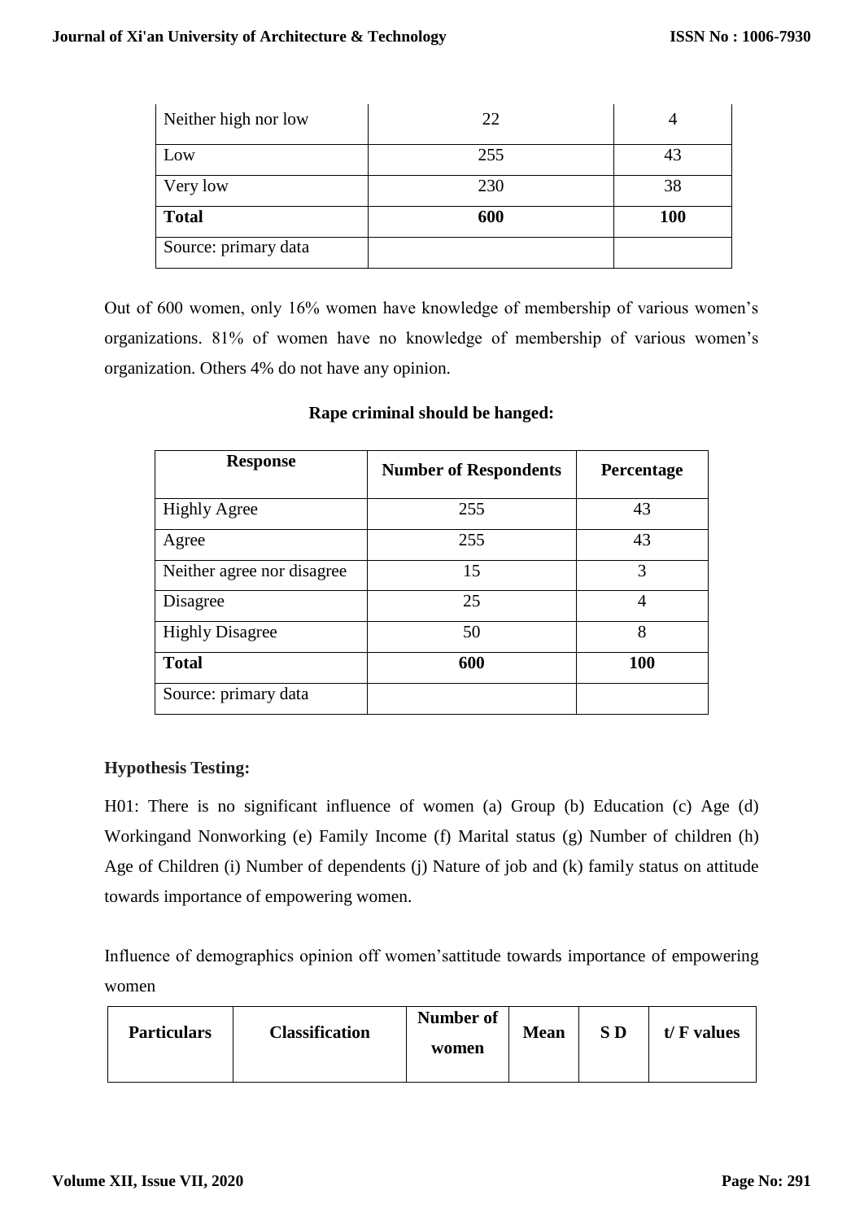| | | |
|---|---|---|
| Neither high nor low | 22 | 4 |
| Low | 255 | 43 |
| Very low | 230 | 38 |
| **Total** | **600** | **100** |
| Source: primary data | | |

Out of 600 women, only 16% women have knowledge of membership of various women's organizations. 81% of women have no knowledge of membership of various women's organization. Others 4% do not have any opinion.

**Rape criminal should be hanged:**

| Response | Number of Respondents | Percentage |
|---|---|---|
| Highly Agree | 255 | 43 |
| Agree | 255 | 43 |
| Neither agree nor disagree | 15 | 3 |
| Disagree | 25 | 4 |
| Highly Disagree | 50 | 8 |
| **Total** | **600** | **100** |
| Source: primary data | | |

**Hypothesis Testing:**

H01: There is no significant influence of women (a) Group (b) Education (c) Age (d) Workingand Nonworking (e) Family Income (f) Marital status (g) Number of children (h) Age of Children (i) Number of dependents (j) Nature of job and (k) family status on attitude towards importance of empowering women.

Influence of demographics opinion off women'sattitude towards importance of empowering women

| Particulars | Classification | Number of women | Mean | S D | t/ F values |
|---|---|---|---|---|---|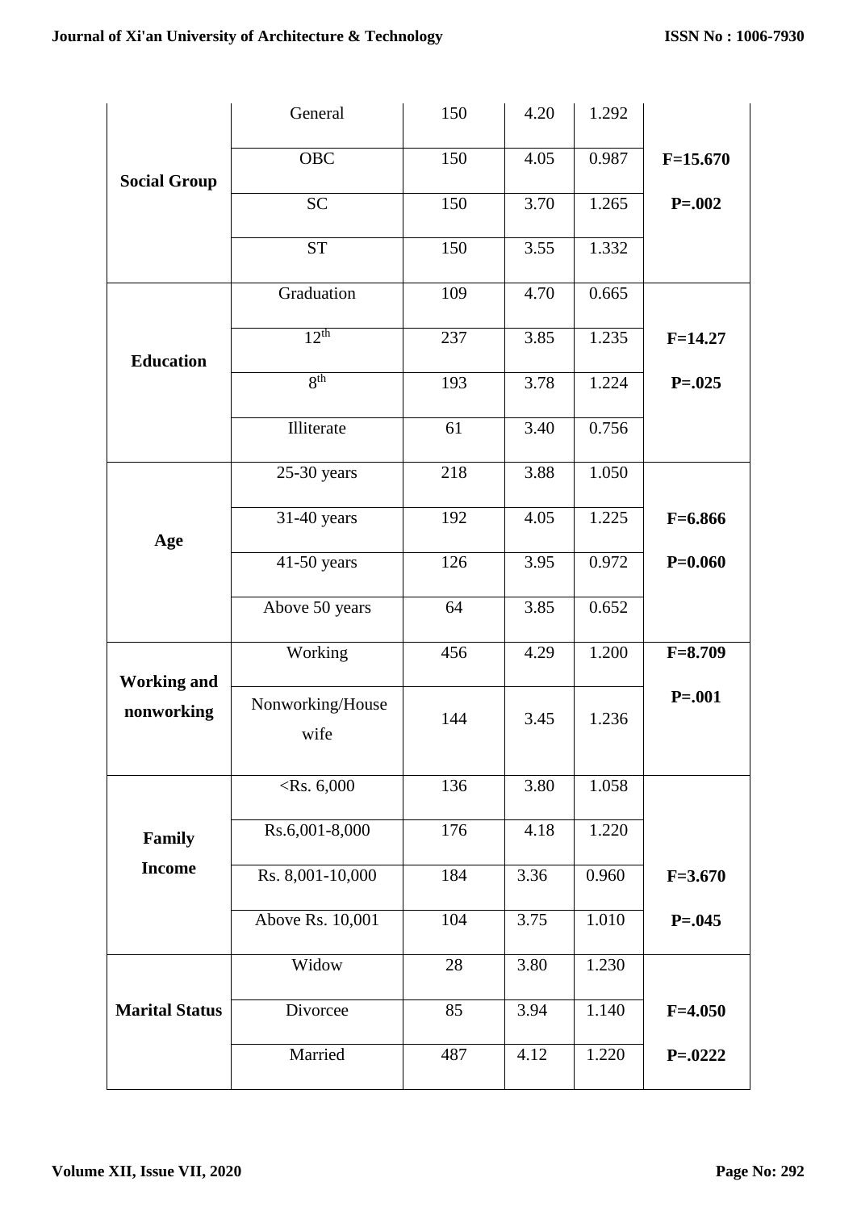| | | | | | |
|---|---|---|---|---|---|
| **Social Group** | General | 150 | 4.20 | 1.292 | **F=15.670** **P=.002** |
| | OBC | 150 | 4.05 | 0.987 | |
| | SC | 150 | 3.70 | 1.265 | |
| | ST | 150 | 3.55 | 1.332 | |
| **Education** | Graduation | 109 | 4.70 | 0.665 | **F=14.27** **P=.025** |
| | 12th | 237 | 3.85 | 1.235 | |
| | 8th | 193 | 3.78 | 1.224 | |
| | Illiterate | 61 | 3.40 | 0.756 | |
| **Age** | 25-30 years | 218 | 3.88 | 1.050 | **F=6.866** **P=0.060** |
| | 31-40 years | 192 | 4.05 | 1.225 | |
| | 41-50 years | 126 | 3.95 | 0.972 | |
| | Above 50 years | 64 | 3.85 | 0.652 | |
| **Working and nonworking** | Working | 456 | 4.29 | 1.200 | **F=8.709** **P=.001** |
| | Nonworking/House wife | 144 | 3.45 | 1.236 | |
| **Family Income** | <Rs. 6,000 | 136 | 3.80 | 1.058 | **F=3.670** **P=.045** |
| | Rs.6,001-8,000 | 176 | 4.18 | 1.220 | |
| | Rs. 8,001-10,000 | 184 | 3.36 | 0.960 | |
| | Above Rs. 10,001 | 104 | 3.75 | 1.010 | |
| **Marital Status** | Widow | 28 | 3.80 | 1.230 | **F=4.050** **P=.0222** |
| | Divorcee | 85 | 3.94 | 1.140 | |
| | Married | 487 | 4.12 | 1.220 | |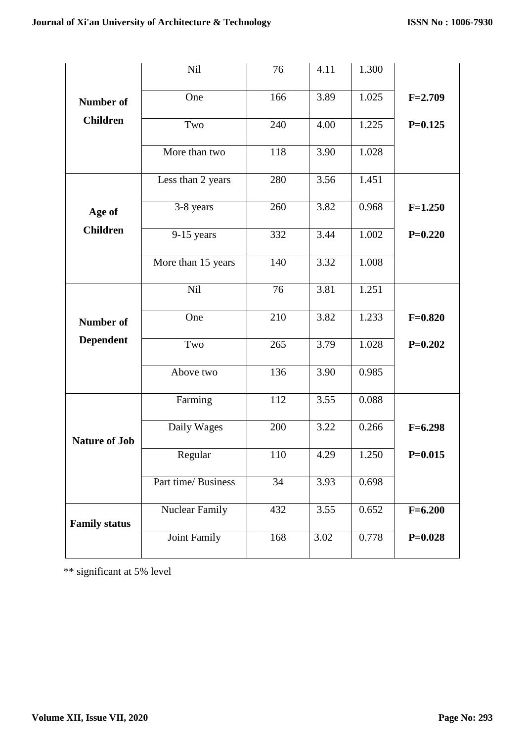| | | | | | |
|---|---|---|---|---|---|
| **Number of Children** | Nil | 76 | 4.11 | 1.300 | **F=2.709** **P=0.125** |
| | One | 166 | 3.89 | 1.025 | |
| | Two | 240 | 4.00 | 1.225 | |
| | More than two | 118 | 3.90 | 1.028 | |
| **Age of Children** | Less than 2 years | 280 | 3.56 | 1.451 | **F=1.250** **P=0.220** |
| | 3-8 years | 260 | 3.82 | 0.968 | |
| | 9-15 years | 332 | 3.44 | 1.002 | |
| | More than 15 years | 140 | 3.32 | 1.008 | |
| **Number of Dependent** | Nil | 76 | 3.81 | 1.251 | **F=0.820** **P=0.202** |
| | One | 210 | 3.82 | 1.233 | |
| | Two | 265 | 3.79 | 1.028 | |
| | Above two | 136 | 3.90 | 0.985 | |
| **Nature of Job** | Farming | 112 | 3.55 | 0.088 | **F=6.298** **P=0.015** |
| | Daily Wages | 200 | 3.22 | 0.266 | |
| | Regular | 110 | 4.29 | 1.250 | |
| | Part time/ Business | 34 | 3.93 | 0.698 | |
| **Family status** | Nuclear Family | 432 | 3.55 | 0.652 | **F=6.200** **P=0.028** |
| | Joint Family | 168 | 3.02 | 0.778 | |

** significant at 5% level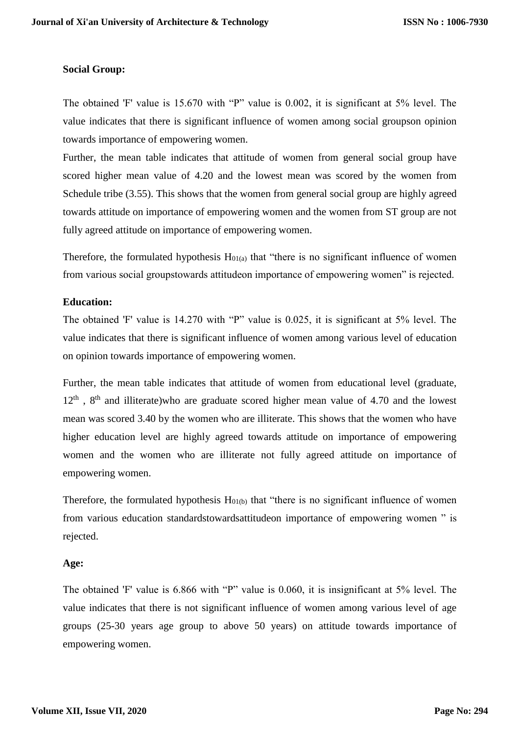**Social Group:**

The obtained 'F' value is 15.670 with "P" value is 0.002, it is significant at 5% level. The value indicates that there is significant influence of women among social groupson opinion towards importance of empowering women.

Further, the mean table indicates that attitude of women from general social group have scored higher mean value of 4.20 and the lowest mean was scored by the women from Schedule tribe (3.55). This shows that the women from general social group are highly agreed towards attitude on importance of empowering women and the women from ST group are not fully agreed attitude on importance of empowering women.

Therefore, the formulated hypothesis $H_{01(a)}$ that "there is no significant influence of women from various social groupstowards attitudeon importance of empowering women" is rejected.

**Education:**

The obtained 'F' value is 14.270 with "P" value is 0.025, it is significant at 5% level. The value indicates that there is significant influence of women among various level of education on opinion towards importance of empowering women.

Further, the mean table indicates that attitude of women from educational level (graduate, $12^{th}$ , $8^{th}$ and illiterate)who are graduate scored higher mean value of 4.70 and the lowest mean was scored 3.40 by the women who are illiterate. This shows that the women who have higher education level are highly agreed towards attitude on importance of empowering women and the women who are illiterate not fully agreed attitude on importance of empowering women.

Therefore, the formulated hypothesis $H_{01(b)}$ that "there is no significant influence of women from various education standardstowardsattitudeon importance of empowering women " is rejected.

**Age:**

The obtained 'F' value is 6.866 with "P" value is 0.060, it is insignificant at 5% level. The value indicates that there is not significant influence of women among various level of age groups (25-30 years age group to above 50 years) on attitude towards importance of empowering women.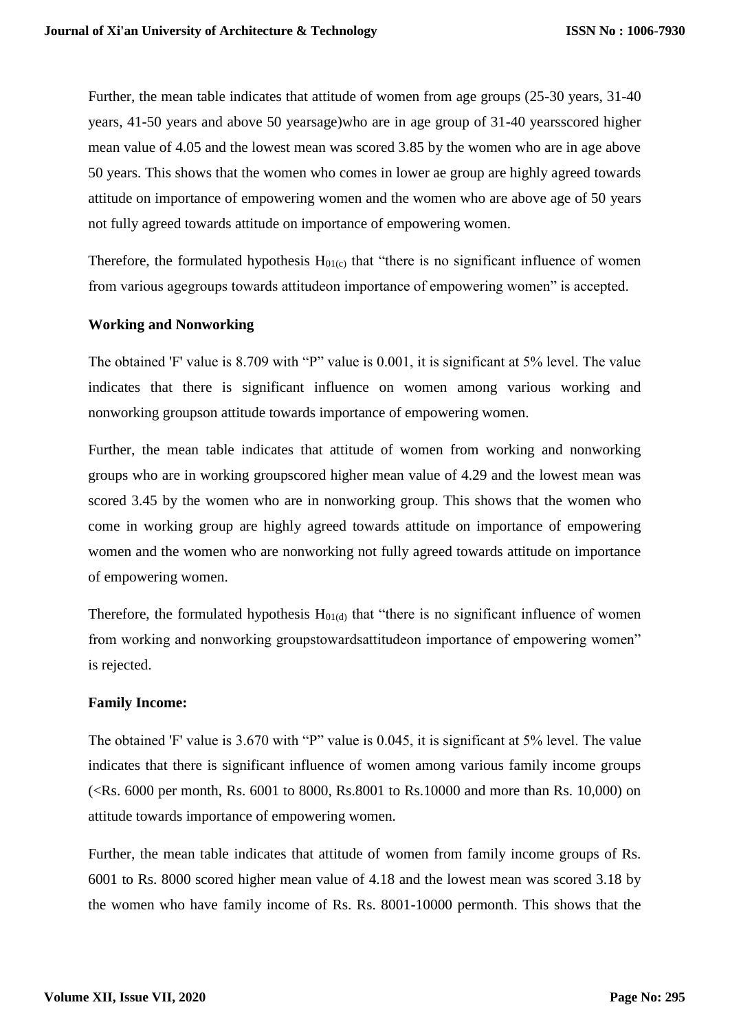Further, the mean table indicates that attitude of women from age groups (25-30 years, 31-40 years, 41-50 years and above 50 yearsage)who are in age group of 31-40 yearsscored higher mean value of 4.05 and the lowest mean was scored 3.85 by the women who are in age above 50 years. This shows that the women who comes in lower ae group are highly agreed towards attitude on importance of empowering women and the women who are above age of 50 years not fully agreed towards attitude on importance of empowering women.

Therefore, the formulated hypothesis $H_{01(c)}$ that "there is no significant influence of women from various agegroups towards attitudeon importance of empowering women" is accepted.

**Working and Nonworking**

The obtained 'F' value is 8.709 with "P" value is 0.001, it is significant at 5% level. The value indicates that there is significant influence on women among various working and nonworking groupson attitude towards importance of empowering women.

Further, the mean table indicates that attitude of women from working and nonworking groups who are in working groupscored higher mean value of 4.29 and the lowest mean was scored 3.45 by the women who are in nonworking group. This shows that the women who come in working group are highly agreed towards attitude on importance of empowering women and the women who are nonworking not fully agreed towards attitude on importance of empowering women.

Therefore, the formulated hypothesis $H_{01(d)}$ that "there is no significant influence of women from working and nonworking groupstowardsattitudeon importance of empowering women" is rejected.

**Family Income:**

The obtained 'F' value is 3.670 with "P" value is 0.045, it is significant at 5% level. The value indicates that there is significant influence of women among various family income groups (<Rs. 6000 per month, Rs. 6001 to 8000, Rs.8001 to Rs.10000 and more than Rs. 10,000) on attitude towards importance of empowering women.

Further, the mean table indicates that attitude of women from family income groups of Rs. 6001 to Rs. 8000 scored higher mean value of 4.18 and the lowest mean was scored 3.18 by the women who have family income of Rs. Rs. 8001-10000 permonth. This shows that the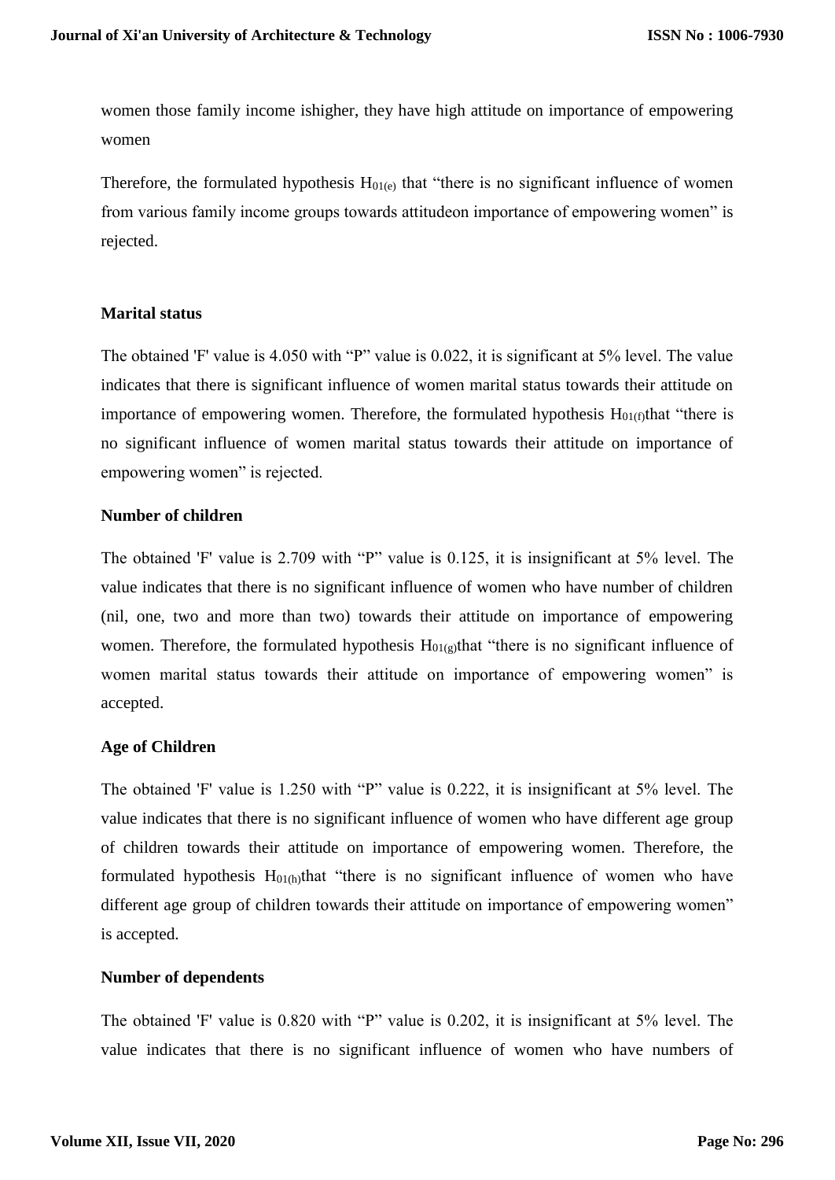women those family income ishigher, they have high attitude on importance of empowering women

Therefore, the formulated hypothesis $H_{01(e)}$ that "there is no significant influence of women from various family income groups towards attitudeon importance of empowering women" is rejected.

**Marital status**

The obtained 'F' value is 4.050 with "P" value is 0.022, it is significant at 5% level. The value indicates that there is significant influence of women marital status towards their attitude on importance of empowering women. Therefore, the formulated hypothesis $H_{01(f)}$that "there is no significant influence of women marital status towards their attitude on importance of empowering women" is rejected.

**Number of children**

The obtained 'F' value is 2.709 with "P" value is 0.125, it is insignificant at 5% level. The value indicates that there is no significant influence of women who have number of children (nil, one, two and more than two) towards their attitude on importance of empowering women. Therefore, the formulated hypothesis $H_{01(g)}$that "there is no significant influence of women marital status towards their attitude on importance of empowering women" is accepted.

**Age of Children**

The obtained 'F' value is 1.250 with "P" value is 0.222, it is insignificant at 5% level. The value indicates that there is no significant influence of women who have different age group of children towards their attitude on importance of empowering women. Therefore, the formulated hypothesis $H_{01(h)}$that "there is no significant influence of women who have different age group of children towards their attitude on importance of empowering women" is accepted.

**Number of dependents**

The obtained 'F' value is 0.820 with "P" value is 0.202, it is insignificant at 5% level. The value indicates that there is no significant influence of women who have numbers of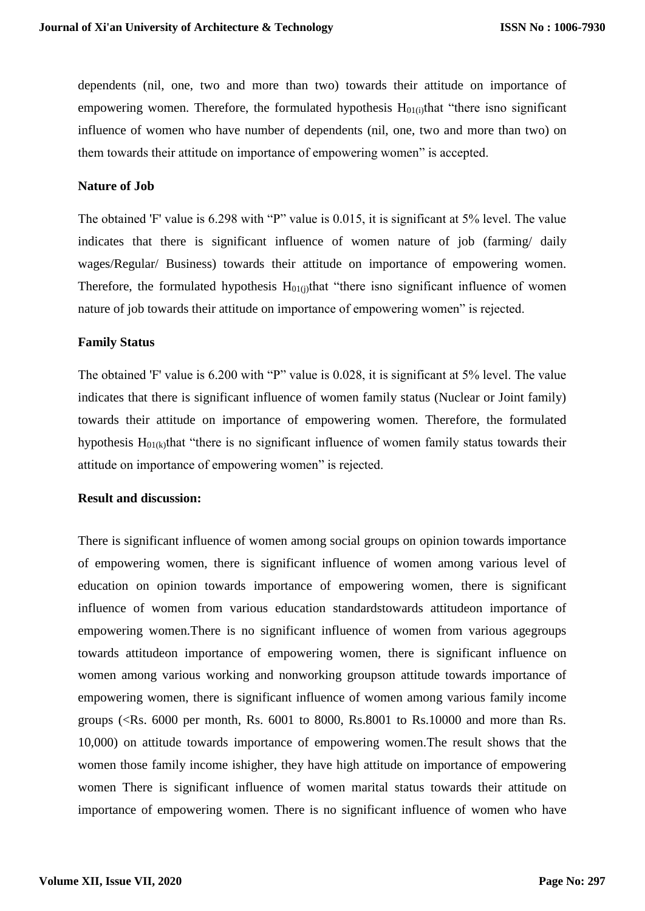dependents (nil, one, two and more than two) towards their attitude on importance of empowering women. Therefore, the formulated hypothesis $H_{01(i)}$that "there isno significant influence of women who have number of dependents (nil, one, two and more than two) on them towards their attitude on importance of empowering women" is accepted.

**Nature of Job**

The obtained 'F' value is 6.298 with "P" value is 0.015, it is significant at 5% level. The value indicates that there is significant influence of women nature of job (farming/ daily wages/Regular/ Business) towards their attitude on importance of empowering women. Therefore, the formulated hypothesis $H_{01(j)}$that "there isno significant influence of women nature of job towards their attitude on importance of empowering women" is rejected.

**Family Status**

The obtained 'F' value is 6.200 with "P" value is 0.028, it is significant at 5% level. The value indicates that there is significant influence of women family status (Nuclear or Joint family) towards their attitude on importance of empowering women. Therefore, the formulated hypothesis $H_{01(k)}$that "there is no significant influence of women family status towards their attitude on importance of empowering women" is rejected.

**Result and discussion:**

There is significant influence of women among social groups on opinion towards importance of empowering women, there is significant influence of women among various level of education on opinion towards importance of empowering women, there is significant influence of women from various education standardstowards attitudeon importance of empowering women.There is no significant influence of women from various agegroups towards attitudeon importance of empowering women, there is significant influence on women among various working and nonworking groupson attitude towards importance of empowering women, there is significant influence of women among various family income groups (<Rs. 6000 per month, Rs. 6001 to 8000, Rs.8001 to Rs.10000 and more than Rs. 10,000) on attitude towards importance of empowering women.The result shows that the women those family income ishigher, they have high attitude on importance of empowering women There is significant influence of women marital status towards their attitude on importance of empowering women. There is no significant influence of women who have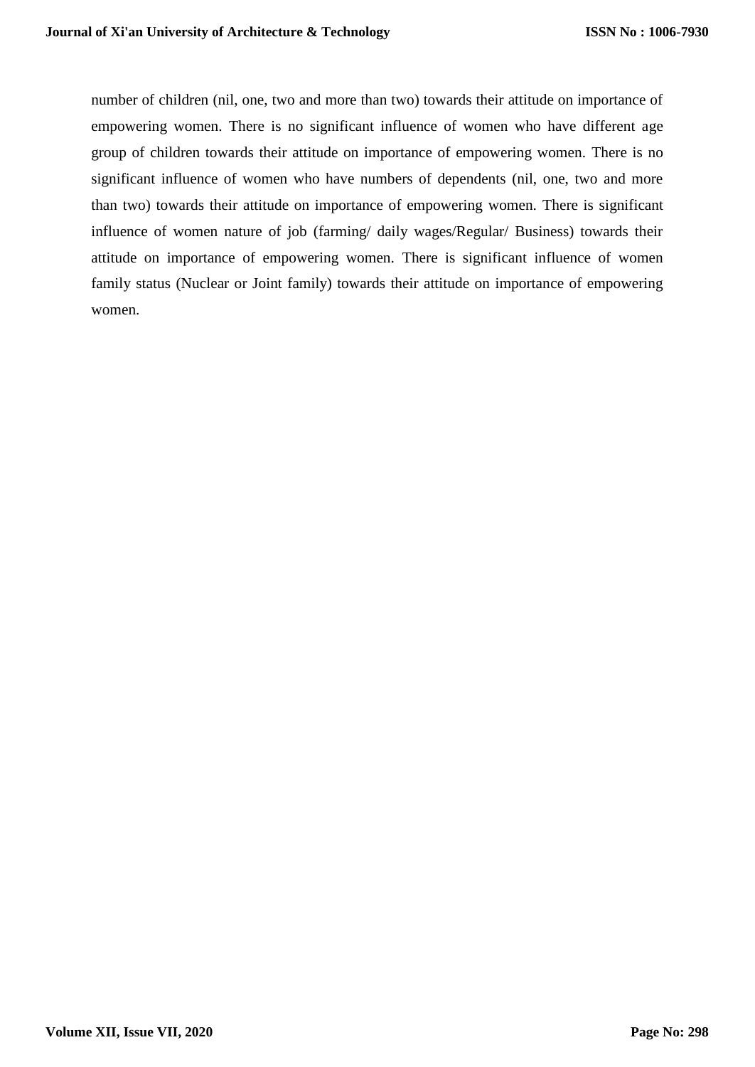number of children (nil, one, two and more than two) towards their attitude on importance of empowering women. There is no significant influence of women who have different age group of children towards their attitude on importance of empowering women. There is no significant influence of women who have numbers of dependents (nil, one, two and more than two) towards their attitude on importance of empowering women. There is significant influence of women nature of job (farming/ daily wages/Regular/ Business) towards their attitude on importance of empowering women. There is significant influence of women family status (Nuclear or Joint family) towards their attitude on importance of empowering women.